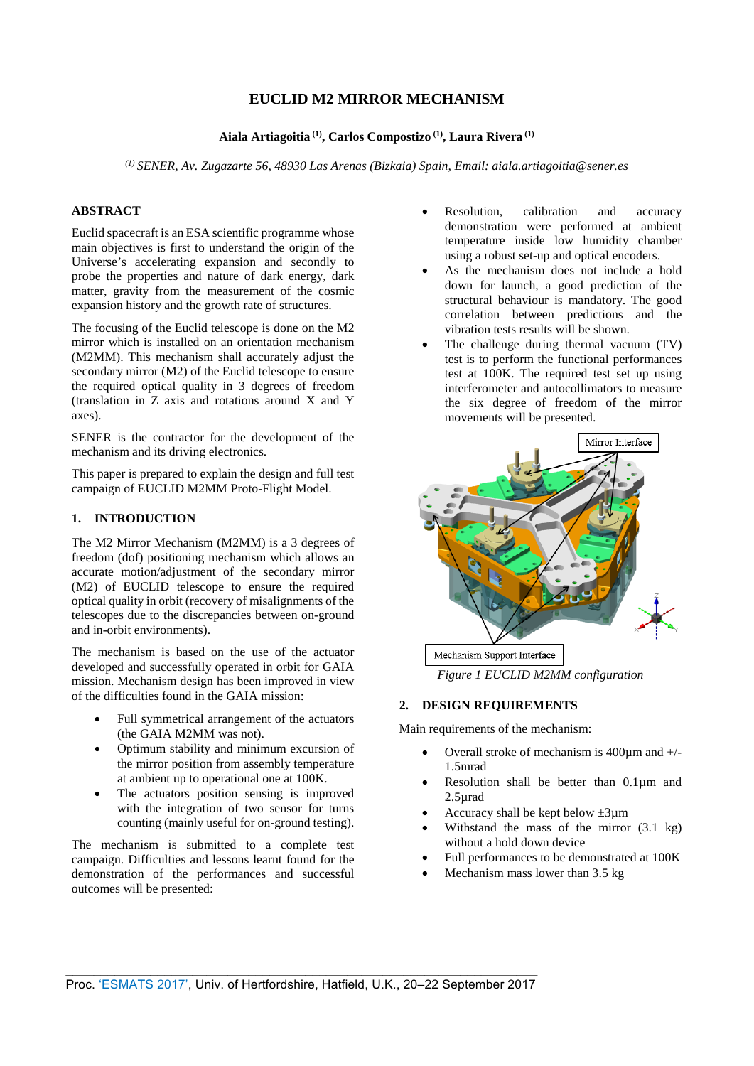# EUCLID M2 MIRROR MECHANISM

**Aiala Artiagoitia [(1)], Carlos Compostizo [(1)], Laura Rivera [(1)]**

*[(1)] SENER, Av. Zugazarte 56, 48930 Las Arenas (Bizkaia) Spain, Email: aiala.artiagoitia@sener.es*

## ABSTRACT

Euclid spacecraft is an ESA scientific programme whose main objectives is first to understand the origin of the Universe's accelerating expansion and secondly to probe the properties and nature of dark energy, dark matter, gravity from the measurement of the cosmic expansion history and the growth rate of structures.

The focusing of the Euclid telescope is done on the M2 mirror which is installed on an orientation mechanism (M2MM). This mechanism shall accurately adjust the secondary mirror (M2) of the Euclid telescope to ensure the required optical quality in 3 degrees of freedom (translation in Z axis and rotations around X and Y axes).

SENER is the contractor for the development of the mechanism and its driving electronics.

This paper is prepared to explain the design and full test campaign of EUCLID M2MM Proto-Flight Model.

## 1. INTRODUCTION

The M2 Mirror Mechanism (M2MM) is a 3 degrees of freedom (dof) positioning mechanism which allows an accurate motion/adjustment of the secondary mirror (M2) of EUCLID telescope to ensure the required optical quality in orbit (recovery of misalignments of the telescopes due to the discrepancies between on-ground and in-orbit environments).

The mechanism is based on the use of the actuator developed and successfully operated in orbit for GAIA mission. Mechanism design has been improved in view of the difficulties found in the GAIA mission:

- Full symmetrical arrangement of the actuators (the GAIA M2MM was not).
- Optimum stability and minimum excursion of the mirror position from assembly temperature at ambient up to operational one at 100K.
- The actuators position sensing is improved with the integration of two sensor for turns counting (mainly useful for on-ground testing).

The mechanism is submitted to a complete test campaign. Difficulties and lessons learnt found for the demonstration of the performances and successful outcomes will be presented:

- Resolution, calibration and accuracy demonstration were performed at ambient temperature inside low humidity chamber using a robust set-up and optical encoders.
- As the mechanism does not include a hold down for launch, a good prediction of the structural behaviour is mandatory. The good correlation between predictions and the vibration tests results will be shown.
- The challenge during thermal vacuum (TV) test is to perform the functional performances test at 100K. The required test set up using interferometer and autocollimators to measure the six degree of freedom of the mirror movements will be presented.

*Figure 1 EUCLID M2MM configuration*

## 2. DESIGN REQUIREMENTS

Main requirements of the mechanism:

- Overall stroke of mechanism is 400µm and +/- 1.5mrad
- Resolution shall be better than 0.1µm and 2.5µrad
- Accuracy shall be kept below ±3µm
- Withstand the mass of the mirror (3.1 kg) without a hold down device
- Full performances to be demonstrated at 100K
- Mechanism mass lower than 3.5 kg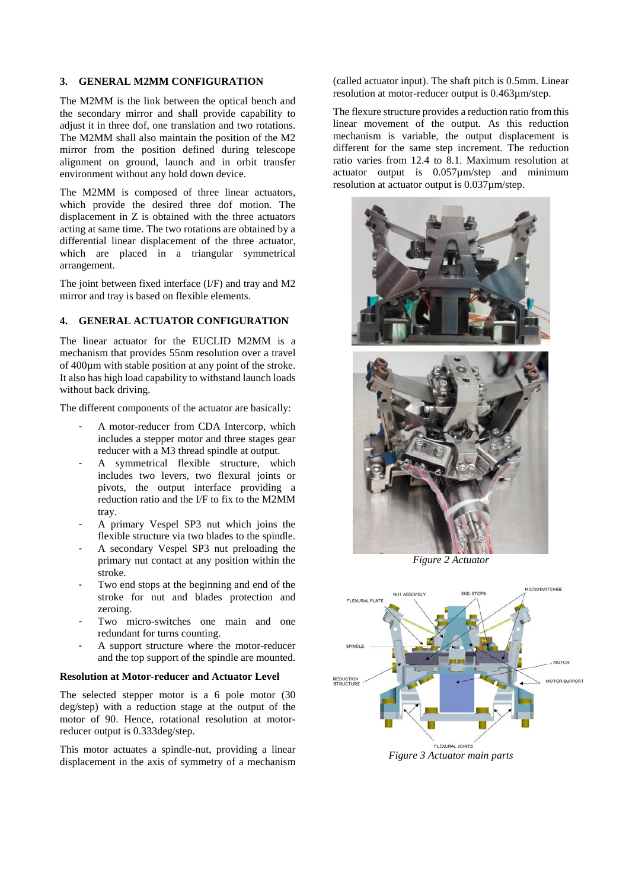## 3. GENERAL M2MM CONFIGURATION

The M2MM is the link between the optical bench and the secondary mirror and shall provide capability to adjust it in three dof, one translation and two rotations. The M2MM shall also maintain the position of the M2 mirror from the position defined during telescope alignment on ground, launch and in orbit transfer environment without any hold down device.

The M2MM is composed of three linear actuators, which provide the desired three dof motion. The displacement in Z is obtained with the three actuators acting at same time. The two rotations are obtained by a differential linear displacement of the three actuator, which are placed in a triangular symmetrical arrangement.

The joint between fixed interface (I/F) and tray and M2 mirror and tray is based on flexible elements.

## 4. GENERAL ACTUATOR CONFIGURATION

The linear actuator for the EUCLID M2MM is a mechanism that provides 55nm resolution over a travel of 400µm with stable position at any point of the stroke. It also has high load capability to withstand launch loads without back driving.

The different components of the actuator are basically:

- A motor-reducer from CDA Intercorp, which includes a stepper motor and three stages gear reducer with a M3 thread spindle at output.
- A symmetrical flexible structure, which includes two levers, two flexural joints or pivots, the output interface providing a reduction ratio and the I/F to fix to the M2MM tray.
- A primary Vespel SP3 nut which joins the flexible structure via two blades to the spindle.
- A secondary Vespel SP3 nut preloading the primary nut contact at any position within the stroke.
- Two end stops at the beginning and end of the stroke for nut and blades protection and zeroing.
- Two micro-switches one main and one redundant for turns counting.
- A support structure where the motor-reducer and the top support of the spindle are mounted.

**Resolution at Motor-reducer and Actuator Level**

The selected stepper motor is a 6 pole motor (30 deg/step) with a reduction stage at the output of the motor of 90. Hence, rotational resolution at motor-reducer output is 0.333deg/step.

This motor actuates a spindle-nut, providing a linear displacement in the axis of symmetry of a mechanism (called actuator input). The shaft pitch is 0.5mm. Linear resolution at motor-reducer output is 0.463µm/step.

The flexure structure provides a reduction ratio from this linear movement of the output. As this reduction mechanism is variable, the output displacement is different for the same step increment. The reduction ratio varies from 12.4 to 8.1. Maximum resolution at actuator output is 0.057µm/step and minimum resolution at actuator output is 0.037µm/step.

*Figure 2 Actuator*

*Figure 3 Actuator main parts*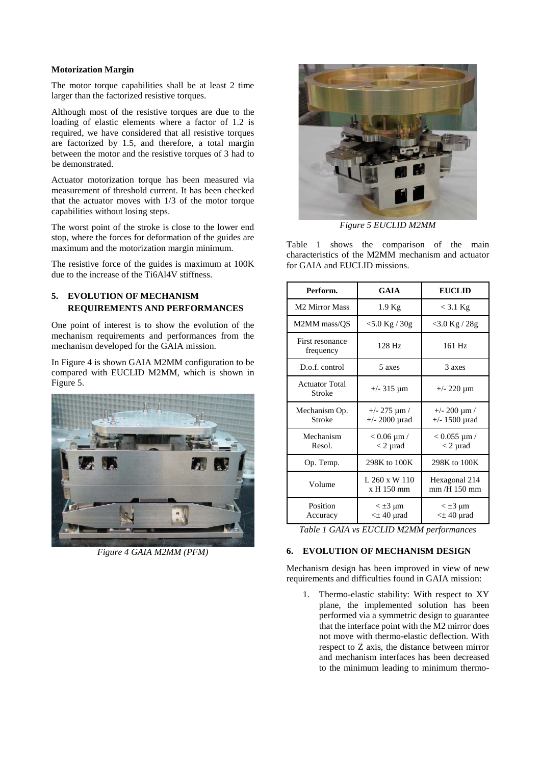**Motorization Margin**

The motor torque capabilities shall be at least 2 time larger than the factorized resistive torques.

Although most of the resistive torques are due to the loading of elastic elements where a factor of 1.2 is required, we have considered that all resistive torques are factorized by 1.5, and therefore, a total margin between the motor and the resistive torques of 3 had to be demonstrated.

Actuator motorization torque has been measured via measurement of threshold current. It has been checked that the actuator moves with 1/3 of the motor torque capabilities without losing steps.

The worst point of the stroke is close to the lower end stop, where the forces for deformation of the guides are maximum and the motorization margin minimum.

The resistive force of the guides is maximum at 100K due to the increase of the Ti6Al4V stiffness.

## 5. EVOLUTION OF MECHANISM REQUIREMENTS AND PERFORMANCES

One point of interest is to show the evolution of the mechanism requirements and performances from the mechanism developed for the GAIA mission.

In Figure 4 is shown GAIA M2MM configuration to be compared with EUCLID M2MM, which is shown in Figure 5.

*Figure 4 GAIA M2MM (PFM)*

*Figure 5 EUCLID M2MM*

Table 1 shows the comparison of the main characteristics of the M2MM mechanism and actuator for GAIA and EUCLID missions.

| Perform. | GAIA | EUCLID |
|---|---|---|
| M2 Mirror Mass | 1.9 Kg | < 3.1 Kg |
| M2MM mass/QS | <5.0 Kg / 30g | <3.0 Kg / 28g |
| First resonance frequency | 128 Hz | 161 Hz |
| D.o.f. control | 5 axes | 3 axes |
| Actuator Total Stroke | +/- 315 µm | +/- 220 µm |
| Mechanism Op. Stroke | +/- 275 µm / +/- 2000 µrad | +/- 200 µm / +/- 1500 µrad |
| Mechanism Resol. | < 0.06 µm / < 2 µrad | < 0.055 µm / < 2 µrad |
| Op. Temp. | 298K to 100K | 298K to 100K |
| Volume | L 260 x W 110 x H 150 mm | Hexagonal 214 mm /H 150 mm |
| Position Accuracy | < ±3 µm <± 40 µrad | < ±3 µm <± 40 µrad |

*Table 1 GAIA vs EUCLID M2MM performances*

## 6. EVOLUTION OF MECHANISM DESIGN

Mechanism design has been improved in view of new requirements and difficulties found in GAIA mission:

1. Thermo-elastic stability: With respect to XY plane, the implemented solution has been performed via a symmetric design to guarantee that the interface point with the M2 mirror does not move with thermo-elastic deflection. With respect to Z axis, the distance between mirror and mechanism interfaces has been decreased to the minimum leading to minimum thermo-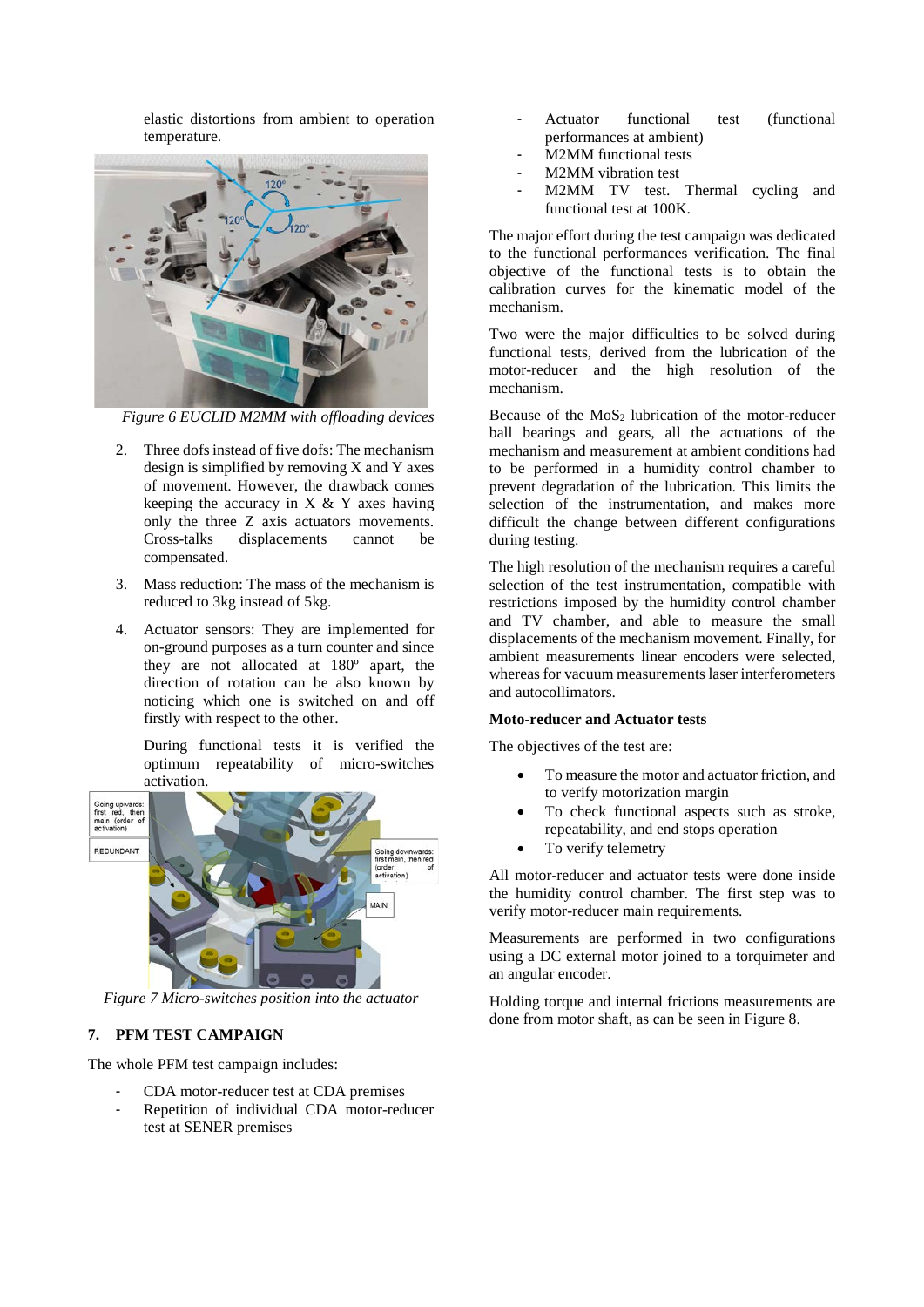elastic distortions from ambient to operation temperature.

*Figure 6 EUCLID M2MM with offloading devices*

2. Three dofs instead of five dofs: The mechanism design is simplified by removing X and Y axes of movement. However, the drawback comes keeping the accuracy in X & Y axes having only the three Z axis actuators movements. Cross-talks displacements cannot be compensated.

3. Mass reduction: The mass of the mechanism is reduced to 3kg instead of 5kg.

4. Actuator sensors: They are implemented for on-ground purposes as a turn counter and since they are not allocated at 180º apart, the direction of rotation can be also known by noticing which one is switched on and off firstly with respect to the other.

   During functional tests it is verified the optimum repeatability of micro-switches activation.

*Figure 7 Micro-switches position into the actuator*

## 7. PFM TEST CAMPAIGN

The whole PFM test campaign includes:

- CDA motor-reducer test at CDA premises
- Repetition of individual CDA motor-reducer test at SENER premises
- Actuator functional test (functional performances at ambient)
- M2MM functional tests
- M2MM vibration test
- M2MM TV test. Thermal cycling and functional test at 100K.

The major effort during the test campaign was dedicated to the functional performances verification. The final objective of the functional tests is to obtain the calibration curves for the kinematic model of the mechanism.

Two were the major difficulties to be solved during functional tests, derived from the lubrication of the motor-reducer and the high resolution of the mechanism.

Because of the $MoS_2$ lubrication of the motor-reducer ball bearings and gears, all the actuations of the mechanism and measurement at ambient conditions had to be performed in a humidity control chamber to prevent degradation of the lubrication. This limits the selection of the instrumentation, and makes more difficult the change between different configurations during testing.

The high resolution of the mechanism requires a careful selection of the test instrumentation, compatible with restrictions imposed by the humidity control chamber and TV chamber, and able to measure the small displacements of the mechanism movement. Finally, for ambient measurements linear encoders were selected, whereas for vacuum measurements laser interferometers and autocollimators.

**Moto-reducer and Actuator tests**

The objectives of the test are:

- To measure the motor and actuator friction, and to verify motorization margin
- To check functional aspects such as stroke, repeatability, and end stops operation
- To verify telemetry

All motor-reducer and actuator tests were done inside the humidity control chamber. The first step was to verify motor-reducer main requirements.

Measurements are performed in two configurations using a DC external motor joined to a torquimeter and an angular encoder.

Holding torque and internal frictions measurements are done from motor shaft, as can be seen in Figure 8.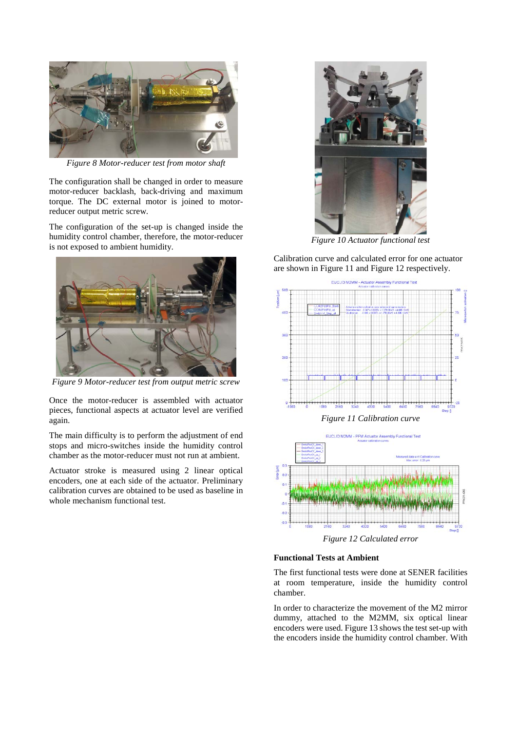*Figure 8 Motor-reducer test from motor shaft*

The configuration shall be changed in order to measure motor-reducer backlash, back-driving and maximum torque. The DC external motor is joined to motor-reducer output metric screw.

The configuration of the set-up is changed inside the humidity control chamber, therefore, the motor-reducer is not exposed to ambient humidity.

*Figure 9 Motor-reducer test from output metric screw*

Once the motor-reducer is assembled with actuator pieces, functional aspects at actuator level are verified again.

The main difficulty is to perform the adjustment of end stops and micro-switches inside the humidity control chamber as the motor-reducer must not run at ambient.

Actuator stroke is measured using 2 linear optical encoders, one at each side of the actuator. Preliminary calibration curves are obtained to be used as baseline in whole mechanism functional test.

*Figure 10 Actuator functional test*

Calibration curve and calculated error for one actuator are shown in Figure 11 and Figure 12 respectively.

*Figure 11 Calibration curve*

*Figure 12 Calculated error*

### Functional Tests at Ambient

The first functional tests were done at SENER facilities at room temperature, inside the humidity control chamber.

In order to characterize the movement of the M2 mirror dummy, attached to the M2MM, six optical linear encoders were used. Figure 13 shows the test set-up with the encoders inside the humidity control chamber. With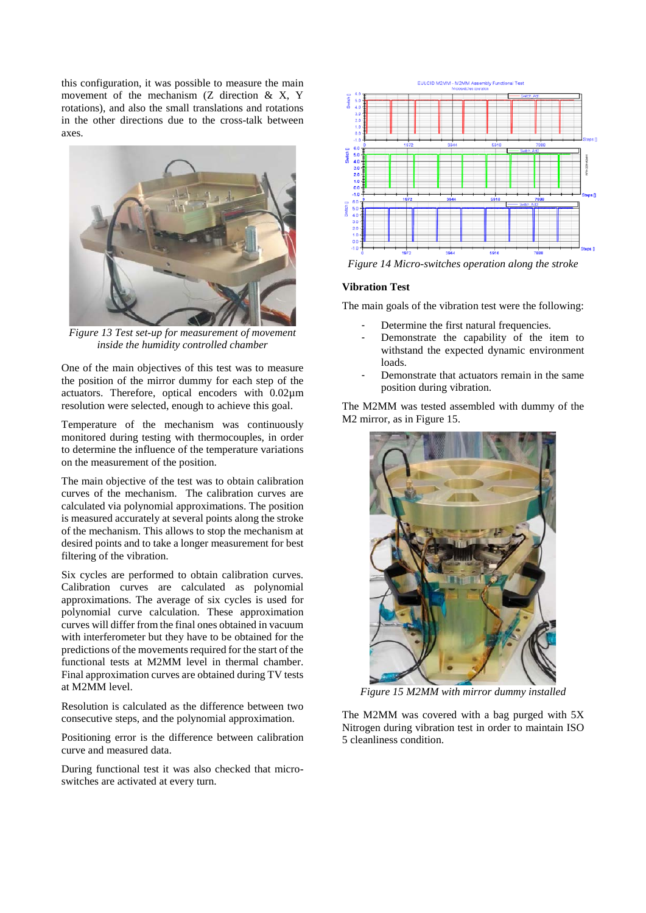this configuration, it was possible to measure the main movement of the mechanism (Z direction & X, Y rotations), and also the small translations and rotations in the other directions due to the cross-talk between axes.

*Figure 13 Test set-up for measurement of movement inside the humidity controlled chamber*

One of the main objectives of this test was to measure the position of the mirror dummy for each step of the actuators. Therefore, optical encoders with 0.02µm resolution were selected, enough to achieve this goal.

Temperature of the mechanism was continuously monitored during testing with thermocouples, in order to determine the influence of the temperature variations on the measurement of the position.

The main objective of the test was to obtain calibration curves of the mechanism. The calibration curves are calculated via polynomial approximations. The position is measured accurately at several points along the stroke of the mechanism. This allows to stop the mechanism at desired points and to take a longer measurement for best filtering of the vibration.

Six cycles are performed to obtain calibration curves. Calibration curves are calculated as polynomial approximations. The average of six cycles is used for polynomial curve calculation. These approximation curves will differ from the final ones obtained in vacuum with interferometer but they have to be obtained for the predictions of the movements required for the start of the functional tests at M2MM level in thermal chamber. Final approximation curves are obtained during TV tests at M2MM level.

Resolution is calculated as the difference between two consecutive steps, and the polynomial approximation.

Positioning error is the difference between calibration curve and measured data.

During functional test it was also checked that micro-switches are activated at every turn.

*Figure 14 Micro-switches operation along the stroke*

### Vibration Test

The main goals of the vibration test were the following:

- Determine the first natural frequencies.
- Demonstrate the capability of the item to withstand the expected dynamic environment loads.
- Demonstrate that actuators remain in the same position during vibration.

The M2MM was tested assembled with dummy of the M2 mirror, as in Figure 15.

*Figure 15 M2MM with mirror dummy installed*

The M2MM was covered with a bag purged with 5X Nitrogen during vibration test in order to maintain ISO 5 cleanliness condition.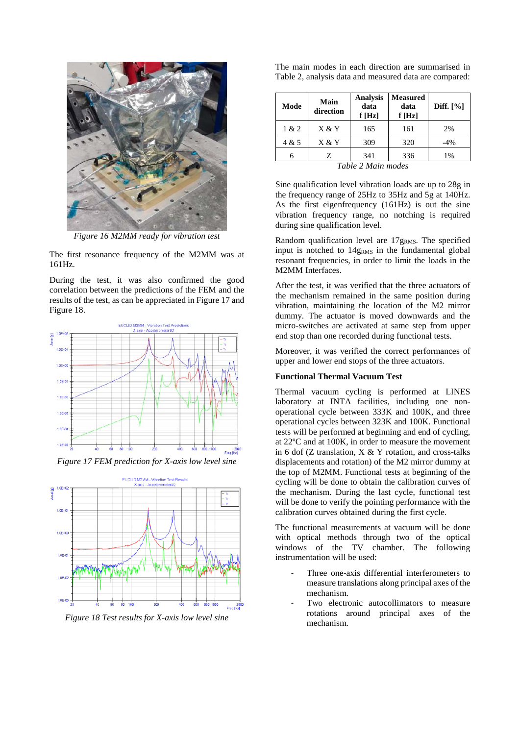Figure 16 M2MM ready for vibration test

The first resonance frequency of the M2MM was at 161Hz.

During the test, it was also confirmed the good correlation between the predictions of the FEM and the results of the test, as can be appreciated in Figure 17 and Figure 18.

Figure 17 FEM prediction for X-axis low level sine

Figure 18 Test results for X-axis low level sine

The main modes in each direction are summarised in Table 2, analysis data and measured data are compared:

| Mode | Main direction | Analysis data f [Hz] | Measured data f [Hz] | Diff. [%] |
|---|---|---|---|---|
| 1 & 2 | X & Y | 165 | 161 | 2% |
| 4 & 5 | X & Y | 309 | 320 | -4% |
| 6 | Z | 341 | 336 | 1% |

Table 2 Main modes

Sine qualification level vibration loads are up to 28g in the frequency range of 25Hz to 35Hz and 5g at 140Hz. As the first eigenfrequency (161Hz) is out the sine vibration frequency range, no notching is required during sine qualification level.

Random qualification level are $17g_{RMS}$. The specified input is notched to $14g_{RMS}$ in the fundamental global resonant frequencies, in order to limit the loads in the M2MM Interfaces.

After the test, it was verified that the three actuators of the mechanism remained in the same position during vibration, maintaining the location of the M2 mirror dummy. The actuator is moved downwards and the micro-switches are activated at same step from upper end stop than one recorded during functional tests.

Moreover, it was verified the correct performances of upper and lower end stops of the three actuators.

**Functional Thermal Vacuum Test**

Thermal vacuum cycling is performed at LINES laboratory at INTA facilities, including one non-operational cycle between 333K and 100K, and three operational cycles between 323K and 100K. Functional tests will be performed at beginning and end of cycling, at 22ºC and at 100K, in order to measure the movement in 6 dof (Z translation, X & Y rotation, and cross-talks displacements and rotation) of the M2 mirror dummy at the top of M2MM. Functional tests at beginning of the cycling will be done to obtain the calibration curves of the mechanism. During the last cycle, functional test will be done to verify the pointing performance with the calibration curves obtained during the first cycle.

The functional measurements at vacuum will be done with optical methods through two of the optical windows of the TV chamber. The following instrumentation will be used:

- Three one-axis differential interferometers to measure translations along principal axes of the mechanism.
- Two electronic autocollimators to measure rotations around principal axes of the mechanism.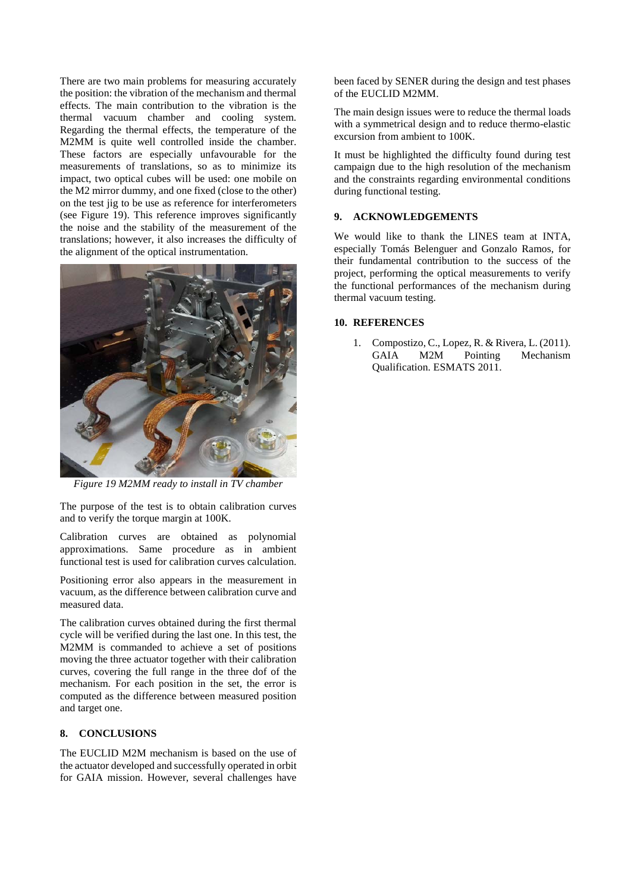There are two main problems for measuring accurately the position: the vibration of the mechanism and thermal effects. The main contribution to the vibration is the thermal vacuum chamber and cooling system. Regarding the thermal effects, the temperature of the M2MM is quite well controlled inside the chamber. These factors are especially unfavourable for the measurements of translations, so as to minimize its impact, two optical cubes will be used: one mobile on the M2 mirror dummy, and one fixed (close to the other) on the test jig to be use as reference for interferometers (see Figure 19). This reference improves significantly the noise and the stability of the measurement of the translations; however, it also increases the difficulty of the alignment of the optical instrumentation.

*Figure 19 M2MM ready to install in TV chamber*

The purpose of the test is to obtain calibration curves and to verify the torque margin at 100K.

Calibration curves are obtained as polynomial approximations. Same procedure as in ambient functional test is used for calibration curves calculation.

Positioning error also appears in the measurement in vacuum, as the difference between calibration curve and measured data.

The calibration curves obtained during the first thermal cycle will be verified during the last one. In this test, the M2MM is commanded to achieve a set of positions moving the three actuator together with their calibration curves, covering the full range in the three dof of the mechanism. For each position in the set, the error is computed as the difference between measured position and target one.

## 8. CONCLUSIONS

The EUCLID M2M mechanism is based on the use of the actuator developed and successfully operated in orbit for GAIA mission. However, several challenges have been faced by SENER during the design and test phases of the EUCLID M2MM.

The main design issues were to reduce the thermal loads with a symmetrical design and to reduce thermo-elastic excursion from ambient to 100K.

It must be highlighted the difficulty found during test campaign due to the high resolution of the mechanism and the constraints regarding environmental conditions during functional testing.

## 9. ACKNOWLEDGEMENTS

We would like to thank the LINES team at INTA, especially Tomás Belenguer and Gonzalo Ramos, for their fundamental contribution to the success of the project, performing the optical measurements to verify the functional performances of the mechanism during thermal vacuum testing.

## 10. REFERENCES

1. Compostizo, C., Lopez, R. & Rivera, L. (2011). GAIA M2M Pointing Mechanism Qualification. ESMATS 2011.